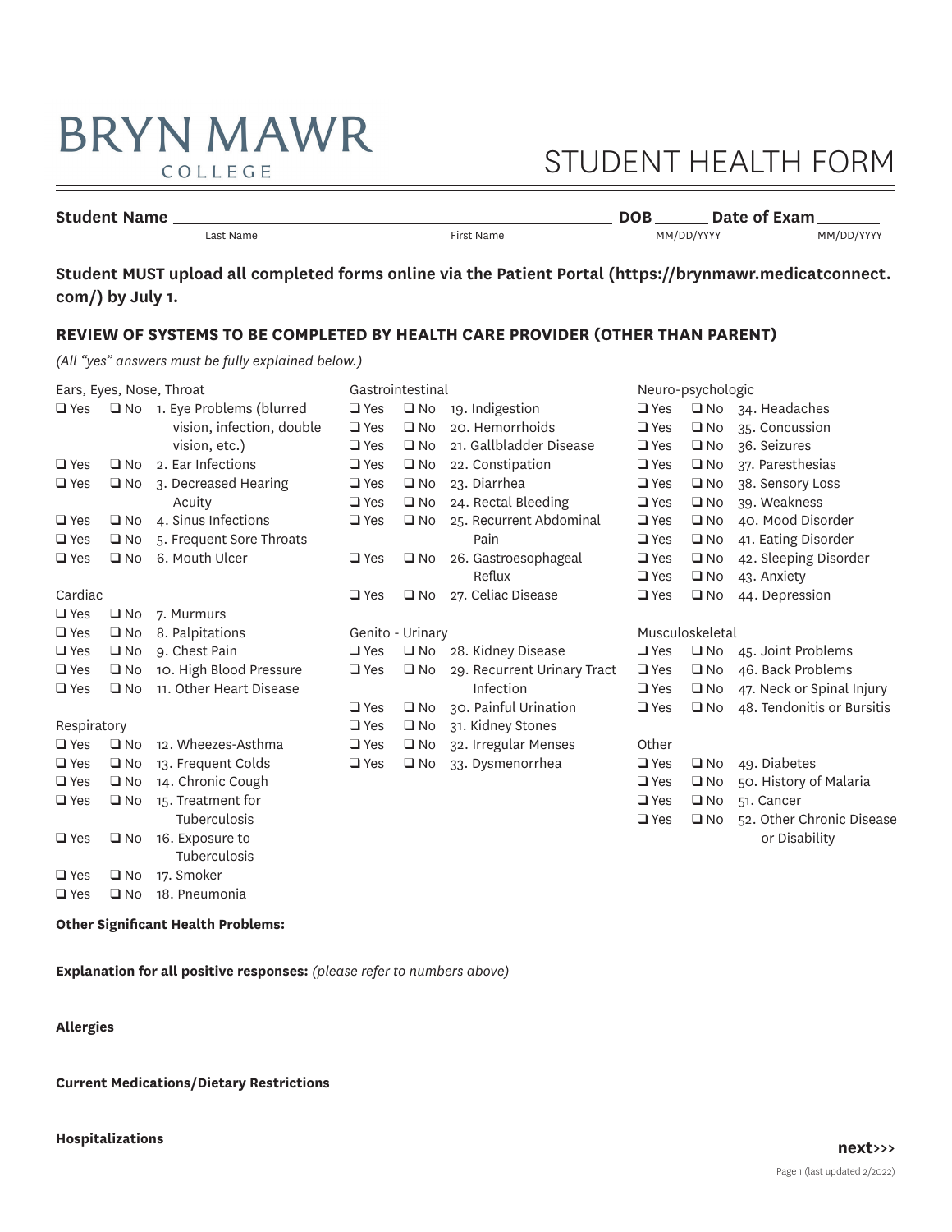# BRYN MAWR COLLEGE

# STUDENT HEALTH FORM

**Student Name** ______________________ ______________________ **DOB** ________ **Date of Exam** ________

Last Name First Name MM/DD/YYYY MM/DD/YYYY

**Student MUST upload all completed forms online via the Patient Portal (https://brynmawr.medicatconnect.com/) by July 1.**

## REVIEW OF SYSTEMS TO BE COMPLETED BY HEALTH CARE PROVIDER (OTHER THAN PARENT)

*(All "yes" answers must be fully explained below.)*

Ears, Eyes, Nose, Throat

- ❑ Yes ❑ No 1. Eye Problems (blurred vision, infection, double vision, etc.)
- ❑ Yes ❑ No 2. Ear Infections
- ❑ Yes ❑ No 3. Decreased Hearing Acuity
- ❑ Yes ❑ No 4. Sinus Infections
- ❑ Yes ❑ No 5. Frequent Sore Throats
- ❑ Yes ❑ No 6. Mouth Ulcer

Cardiac

- ❑ Yes ❑ No 7. Murmurs
- ❑ Yes ❑ No 8. Palpitations
- ❑ Yes ❑ No 9. Chest Pain
- ❑ Yes ❑ No 10. High Blood Pressure
- ❑ Yes ❑ No 11. Other Heart Disease

Respiratory

- ❑ Yes ❑ No 12. Wheezes-Asthma
- ❑ Yes ❑ No 13. Frequent Colds
- ❑ Yes ❑ No 14. Chronic Cough
- ❑ Yes ❑ No 15. Treatment for Tuberculosis
- ❑ Yes ❑ No 16. Exposure to Tuberculosis
- ❑ Yes ❑ No 17. Smoker
- ❑ Yes ❑ No 18. Pneumonia

Gastrointestinal

- ❑ Yes ❑ No 19. Indigestion
- ❑ Yes ❑ No 20. Hemorrhoids
- ❑ Yes ❑ No 21. Gallbladder Disease
- ❑ Yes ❑ No 22. Constipation
- ❑ Yes ❑ No 23. Diarrhea
- ❑ Yes ❑ No 24. Rectal Bleeding
- ❑ Yes ❑ No 25. Recurrent Abdominal Pain
- ❑ Yes ❑ No 26. Gastroesophageal Reflux
- ❑ Yes ❑ No 27. Celiac Disease

Genito - Urinary

- ❑ Yes ❑ No 28. Kidney Disease
- ❑ Yes ❑ No 29. Recurrent Urinary Tract Infection
- ❑ Yes ❑ No 30. Painful Urination
- ❑ Yes ❑ No 31. Kidney Stones
- ❑ Yes ❑ No 32. Irregular Menses
- ❑ Yes ❑ No 33. Dysmenorrhea

Neuro-psychologic

- ❑ Yes ❑ No 34. Headaches
- ❑ Yes ❑ No 35. Concussion
- ❑ Yes ❑ No 36. Seizures
- ❑ Yes ❑ No 37. Paresthesias
- ❑ Yes ❑ No 38. Sensory Loss
- ❑ Yes ❑ No 39. Weakness
- ❑ Yes ❑ No 40. Mood Disorder
- ❑ Yes ❑ No 41. Eating Disorder
- ❑ Yes ❑ No 42. Sleeping Disorder
- ❑ Yes ❑ No 43. Anxiety
- ❑ Yes ❑ No 44. Depression

Musculoskeletal

- ❑ Yes ❑ No 45. Joint Problems
- ❑ Yes ❑ No 46. Back Problems
- ❑ Yes ❑ No 47. Neck or Spinal Injury
- ❑ Yes ❑ No 48. Tendonitis or Bursitis

Other

- ❑ Yes ❑ No 49. Diabetes
- ❑ Yes ❑ No 50. History of Malaria
- ❑ Yes ❑ No 51. Cancer
- ❑ Yes ❑ No 52. Other Chronic Disease or Disability

**Other Significant Health Problems:**

**Explanation for all positive responses:** *(please refer to numbers above)*

**Allergies**

**Current Medications/Dietary Restrictions**

**Hospitalizations**

**next>>>**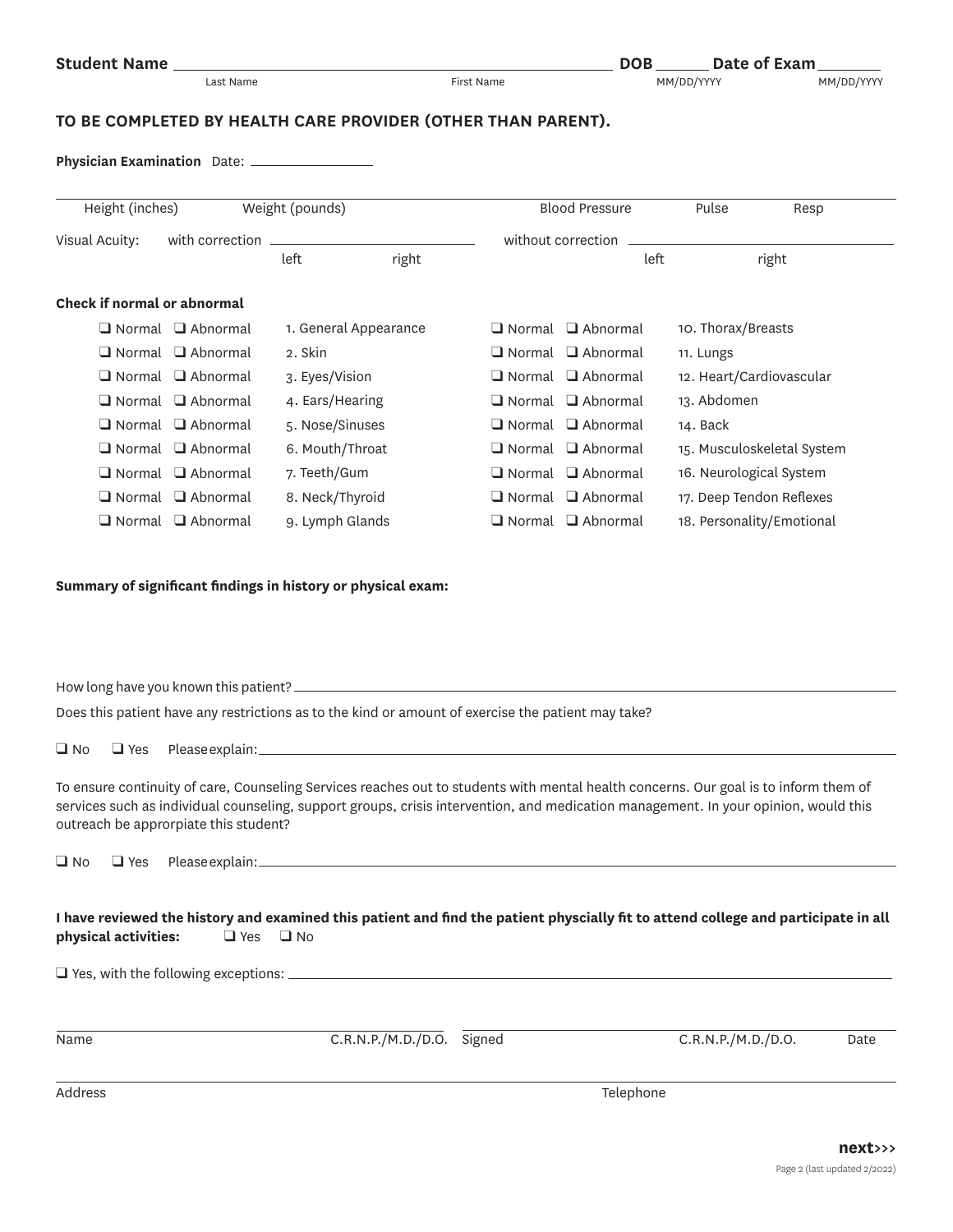**Student Name** ______________________________________________ **DOB** ______ **Date of Exam** ________

Last Name First Name MM/DD/YYYY MM/DD/YYYY

## TO BE COMPLETED BY HEALTH CARE PROVIDER (OTHER THAN PARENT).

**Physician Examination** Date: ________________

| Height (inches) | Weight (pounds) | Blood Pressure | Pulse | Resp |
|---|---|---|---|---|
| | | | | |

Visual Acuity: with correction ______________ (left / right) without correction ______________ (left / right)

**Check if normal or abnormal**

| | | | | | |
|---|---|---|---|---|---|
| ❑ Normal | ❑ Abnormal | 1. General Appearance | ❑ Normal | ❑ Abnormal | 10. Thorax/Breasts |
| ❑ Normal | ❑ Abnormal | 2. Skin | ❑ Normal | ❑ Abnormal | 11. Lungs |
| ❑ Normal | ❑ Abnormal | 3. Eyes/Vision | ❑ Normal | ❑ Abnormal | 12. Heart/Cardiovascular |
| ❑ Normal | ❑ Abnormal | 4. Ears/Hearing | ❑ Normal | ❑ Abnormal | 13. Abdomen |
| ❑ Normal | ❑ Abnormal | 5. Nose/Sinuses | ❑ Normal | ❑ Abnormal | 14. Back |
| ❑ Normal | ❑ Abnormal | 6. Mouth/Throat | ❑ Normal | ❑ Abnormal | 15. Musculoskeletal System |
| ❑ Normal | ❑ Abnormal | 7. Teeth/Gum | ❑ Normal | ❑ Abnormal | 16. Neurological System |
| ❑ Normal | ❑ Abnormal | 8. Neck/Thyroid | ❑ Normal | ❑ Abnormal | 17. Deep Tendon Reflexes |
| ❑ Normal | ❑ Abnormal | 9. Lymph Glands | ❑ Normal | ❑ Abnormal | 18. Personality/Emotional |

**Summary of significant findings in history or physical exam:**

How long have you known this patient? ______________________________

Does this patient have any restrictions as to the kind or amount of exercise the patient may take?

❑ No ❑ Yes Please explain: ______________________________

To ensure continuity of care, Counseling Services reaches out to students with mental health concerns. Our goal is to inform them of services such as individual counseling, support groups, crisis intervention, and medication management. In your opinion, would this outreach be approrpiate this student?

❑ No ❑ Yes Please explain: ______________________________

**I have reviewed the history and examined this patient and find the patient physcially fit to attend college and participate in all physical activities:** ❑ Yes ❑ No

❑ Yes, with the following exceptions: ______________________________

______________________________ ______________________________

Name C.R.N.P./M.D./D.O. Signed C.R.N.P./M.D./D.O. Date

______________________________

Address Telephone

**next>>>**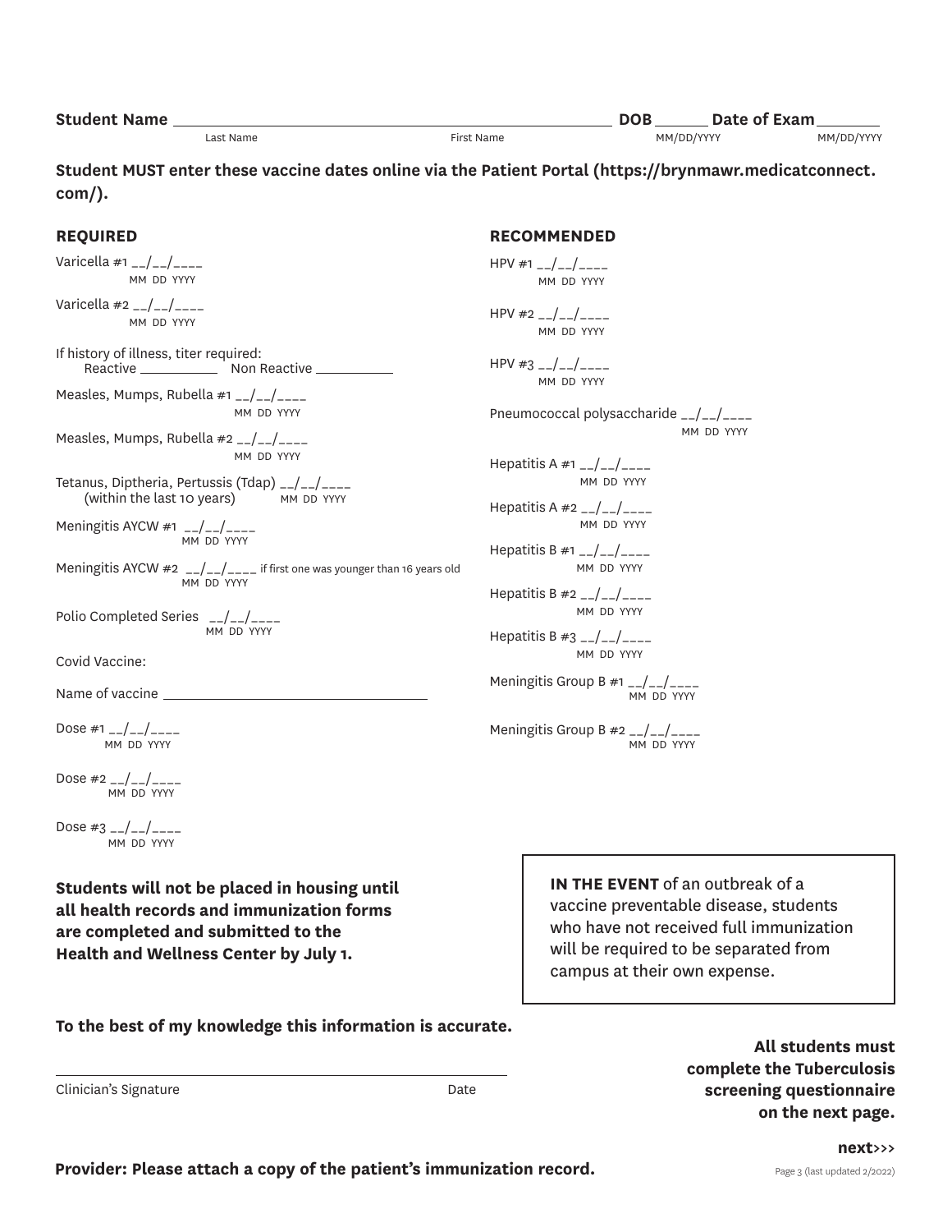**Student Name** ______________________________ ______________________________ **DOB** ______ **Date of Exam** ______
Last Name First Name MM/DD/YYYY MM/DD/YYYY

**Student MUST enter these vaccine dates online via the Patient Portal (https://brynmawr.medicatconnect.com/).**

**REQUIRED**

Varicella #1 __/__/____
MM DD YYYY

Varicella #2 __/__/____
MM DD YYYY

If history of illness, titer required:
Reactive __________ Non Reactive __________

Measles, Mumps, Rubella #1 __/__/____
MM DD YYYY

Measles, Mumps, Rubella #2 __/__/____
MM DD YYYY

Tetanus, Diptheria, Pertussis (Tdap) __/__/____
(within the last 10 years) MM DD YYYY

Meningitis AYCW #1 __/__/____
MM DD YYYY

Meningitis AYCW #2 __/__/____ if first one was younger than 16 years old
MM DD YYYY

Polio Completed Series __/__/____
MM DD YYYY

Covid Vaccine:

Name of vaccine ______________________________

Dose #1 __/__/____
MM DD YYYY

Dose #2 __/__/____
MM DD YYYY

Dose #3 __/__/____
MM DD YYYY

**RECOMMENDED**

HPV #1 __/__/____
MM DD YYYY

HPV #2 __/__/____
MM DD YYYY

HPV #3 __/__/____
MM DD YYYY

Pneumococcal polysaccharide __/__/____
MM DD YYYY

Hepatitis A #1 __/__/____
MM DD YYYY

Hepatitis A #2 __/__/____
MM DD YYYY

Hepatitis B #1 __/__/____
MM DD YYYY

Hepatitis B #2 __/__/____
MM DD YYYY

Hepatitis B #3 __/__/____
MM DD YYYY

Meningitis Group B #1 __/__/____
MM DD YYYY

Meningitis Group B #2 __/__/____
MM DD YYYY

**Students will not be placed in housing until all health records and immunization forms are completed and submitted to the Health and Wellness Center by July 1.**

**IN THE EVENT** of an outbreak of a vaccine preventable disease, students who have not received full immunization will be required to be separated from campus at their own expense.

**To the best of my knowledge this information is accurate.**

______________________________________________

Clinician's Signature Date

**All students must complete the Tuberculosis screening questionnaire on the next page.**

**next>>>**

**Provider: Please attach a copy of the patient's immunization record.**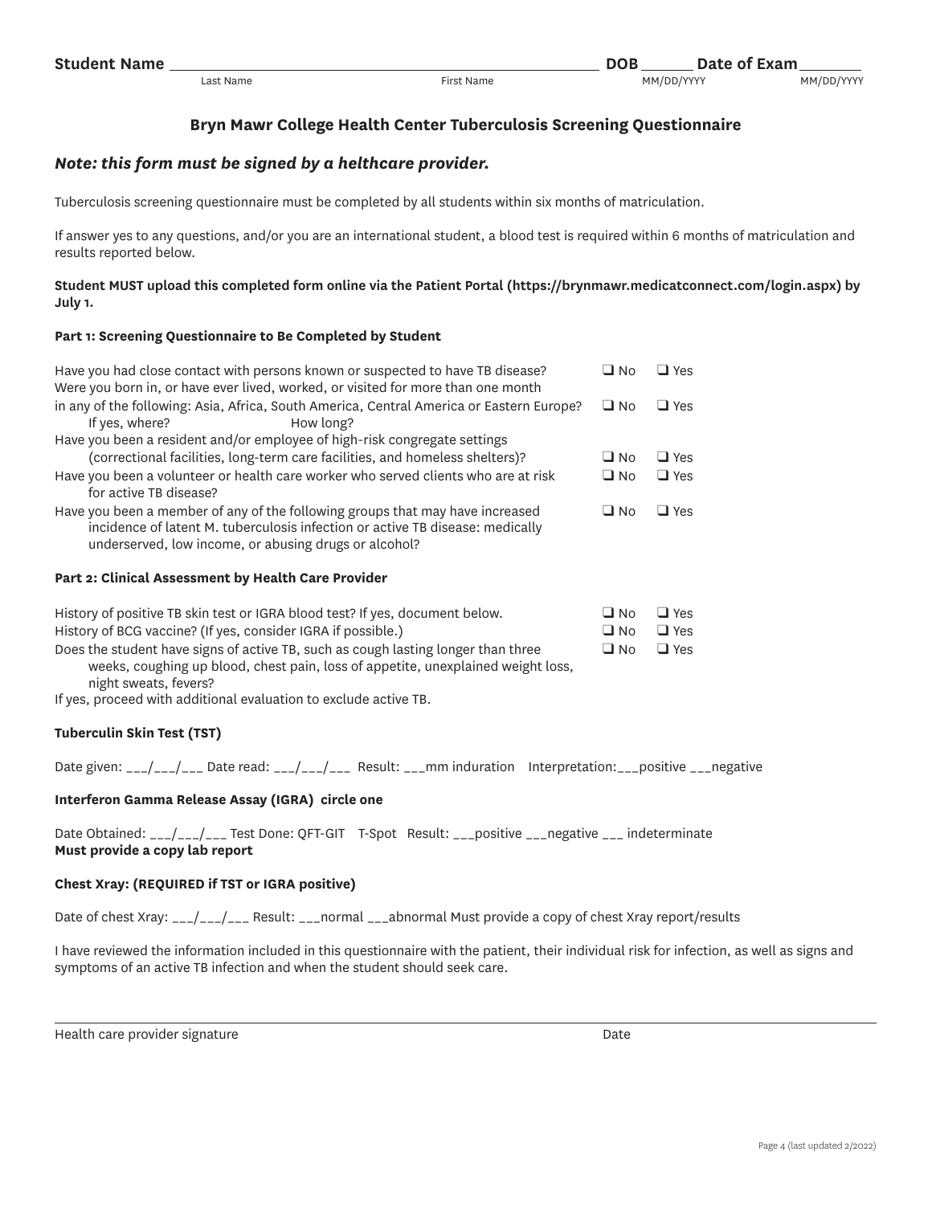**Student Name** ______________________________ **DOB** ______ **Date of Exam** ________

Last Name First Name MM/DD/YYYY MM/DD/YYYY

## Bryn Mawr College Health Center Tuberculosis Screening Questionnaire

***Note: this form must be signed by a helthcare provider.***

Tuberculosis screening questionnaire must be completed by all students within six months of matriculation.

If answer yes to any questions, and/or you are an international student, a blood test is required within 6 months of matriculation and results reported below.

**Student MUST upload this completed form online via the Patient Portal (https://brynmawr.medicatconnect.com/login.aspx) by July 1.**

### Part 1: Screening Questionnaire to Be Completed by Student

| | | |
|---|---|---|
| Have you had close contact with persons known or suspected to have TB disease? | ❑ No | ❑ Yes |
| Were you born in, or have ever lived, worked, or visited for more than one month in any of the following: Asia, Africa, South America, Central America or Eastern Europe?<br>If yes, where? How long? | ❑ No | ❑ Yes |
| Have you been a resident and/or employee of high-risk congregate settings (correctional facilities, long-term care facilities, and homeless shelters)? | ❑ No | ❑ Yes |
| Have you been a volunteer or health care worker who served clients who are at risk for active TB disease? | ❑ No | ❑ Yes |
| Have you been a member of any of the following groups that may have increased incidence of latent M. tuberculosis infection or active TB disease: medically underserved, low income, or abusing drugs or alcohol? | ❑ No | ❑ Yes |

### Part 2: Clinical Assessment by Health Care Provider

| | | |
|---|---|---|
| History of positive TB skin test or IGRA blood test? If yes, document below. | ❑ No | ❑ Yes |
| History of BCG vaccine? (If yes, consider IGRA if possible.) | ❑ No | ❑ Yes |
| Does the student have signs of active TB, such as cough lasting longer than three weeks, coughing up blood, chest pain, loss of appetite, unexplained weight loss, night sweats, fevers? | ❑ No | ❑ Yes |

If yes, proceed with additional evaluation to exclude active TB.

**Tuberculin Skin Test (TST)**

Date given: ___/___/___ Date read: ___/___/___ Result: ___mm induration Interpretation:___positive ___negative

**Interferon Gamma Release Assay (IGRA) circle one**

Date Obtained: ___/___/___ Test Done: QFT-GIT T-Spot Result: ___positive ___negative ___ indeterminate
**Must provide a copy lab report**

**Chest Xray: (REQUIRED if TST or IGRA positive)**

Date of chest Xray: ___/___/___ Result: ___normal ___abnormal Must provide a copy of chest Xray report/results

I have reviewed the information included in this questionnaire with the patient, their individual risk for infection, as well as signs and symptoms of an active TB infection and when the student should seek care.

______________________________________________________________________

Health care provider signature Date